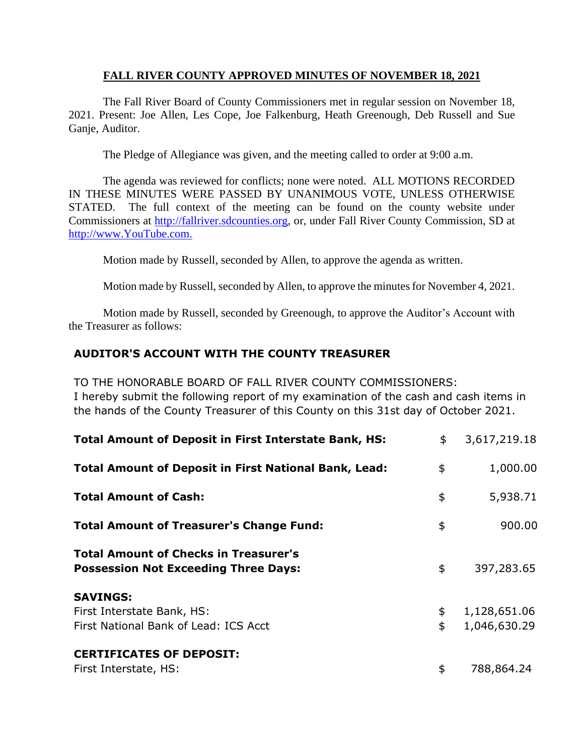# FALL RIVER COUNTY APPROVED MINUTES OF NOVEMBER 18, 2021

The Fall River Board of County Commissioners met in regular session on November 18, 2021. Present: Joe Allen, Les Cope, Joe Falkenburg, Heath Greenough, Deb Russell and Sue Ganje, Auditor.

The Pledge of Allegiance was given, and the meeting called to order at 9:00 a.m.

The agenda was reviewed for conflicts; none were noted. ALL MOTIONS RECORDED IN THESE MINUTES WERE PASSED BY UNANIMOUS VOTE, UNLESS OTHERWISE STATED. The full context of the meeting can be found on the county website under Commissioners at http://fallriver.sdcounties.org, or, under Fall River County Commission, SD at http://www.YouTube.com.

Motion made by Russell, seconded by Allen, to approve the agenda as written.

Motion made by Russell, seconded by Allen, to approve the minutes for November 4, 2021.

Motion made by Russell, seconded by Greenough, to approve the Auditor's Account with the Treasurer as follows:

## AUDITOR'S ACCOUNT WITH THE COUNTY TREASURER

TO THE HONORABLE BOARD OF FALL RIVER COUNTY COMMISSIONERS:
I hereby submit the following report of my examination of the cash and cash items in the hands of the County Treasurer of this County on this 31st day of October 2021.

| | | |
|---|---|---|
| **Total Amount of Deposit in First Interstate Bank, HS:** | $ | 3,617,219.18 |
| **Total Amount of Deposit in First National Bank, Lead:** | $ | 1,000.00 |
| **Total Amount of Cash:** | $ | 5,938.71 |
| **Total Amount of Treasurer's Change Fund:** | $ | 900.00 |
| **Total Amount of Checks in Treasurer's Possession Not Exceeding Three Days:** | $ | 397,283.65 |
| **SAVINGS:** | | |
| First Interstate Bank, HS: | $ | 1,128,651.06 |
| First National Bank of Lead: ICS Acct | $ | 1,046,630.29 |
| **CERTIFICATES OF DEPOSIT:** | | |
| First Interstate, HS: | $ | 788,864.24 |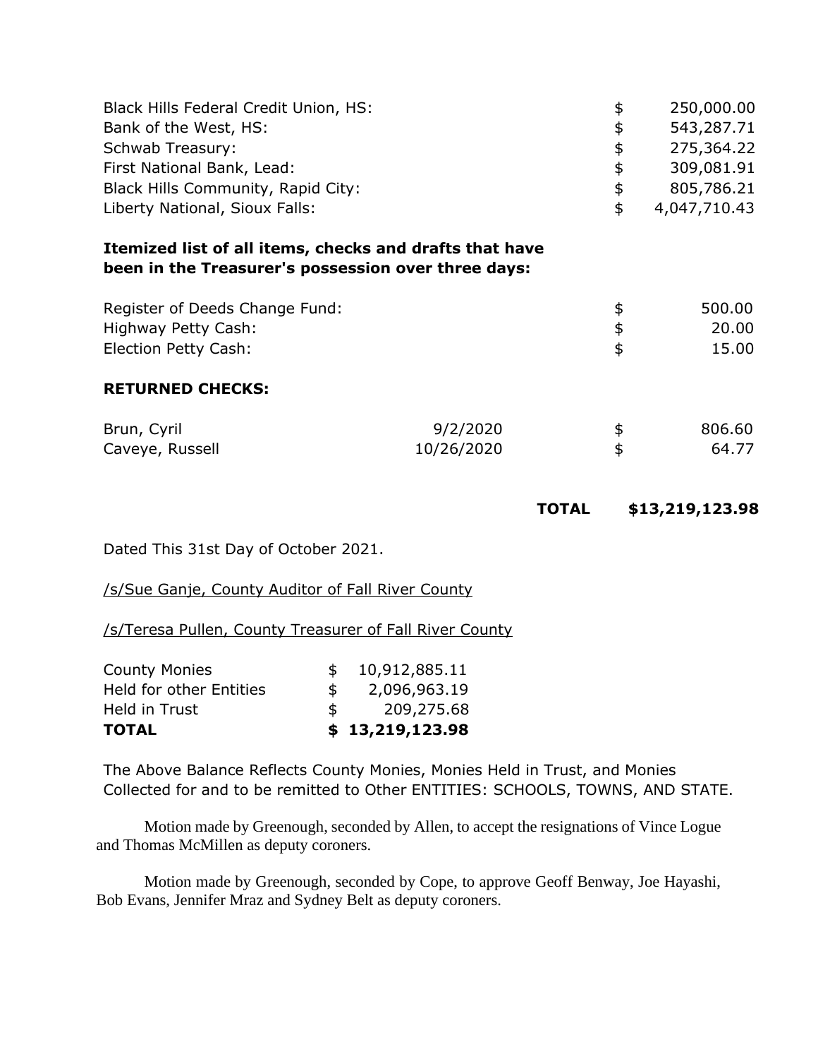| | | |
|---|---|---|
| Black Hills Federal Credit Union, HS: | $ | 250,000.00 |
| Bank of the West, HS: | $ | 543,287.71 |
| Schwab Treasury: | $ | 275,364.22 |
| First National Bank, Lead: | $ | 309,081.91 |
| Black Hills Community, Rapid City: | $ | 805,786.21 |
| Liberty National, Sioux Falls: | $ | 4,047,710.43 |

**Itemized list of all items, checks and drafts that have been in the Treasurer's possession over three days:**

| | | |
|---|---|---|
| Register of Deeds Change Fund: | $ | 500.00 |
| Highway Petty Cash: | $ | 20.00 |
| Election Petty Cash: | $ | 15.00 |

**RETURNED CHECKS:**

| | | | |
|---|---|---|---|
| Brun, Cyril | 9/2/2020 | $ | 806.60 |
| Caveye, Russell | 10/26/2020 | $ | 64.77 |

**TOTAL** **$13,219,123.98**

Dated This 31st Day of October 2021.

/s/Sue Ganje, County Auditor of Fall River County

/s/Teresa Pullen, County Treasurer of Fall River County

| | |
|---|---|
| County Monies | $ 10,912,885.11 |
| Held for other Entities | $ 2,096,963.19 |
| Held in Trust | $ 209,275.68 |
| **TOTAL** | **$ 13,219,123.98** |

The Above Balance Reflects County Monies, Monies Held in Trust, and Monies Collected for and to be remitted to Other ENTITIES: SCHOOLS, TOWNS, AND STATE.

Motion made by Greenough, seconded by Allen, to accept the resignations of Vince Logue and Thomas McMillen as deputy coroners.

Motion made by Greenough, seconded by Cope, to approve Geoff Benway, Joe Hayashi, Bob Evans, Jennifer Mraz and Sydney Belt as deputy coroners.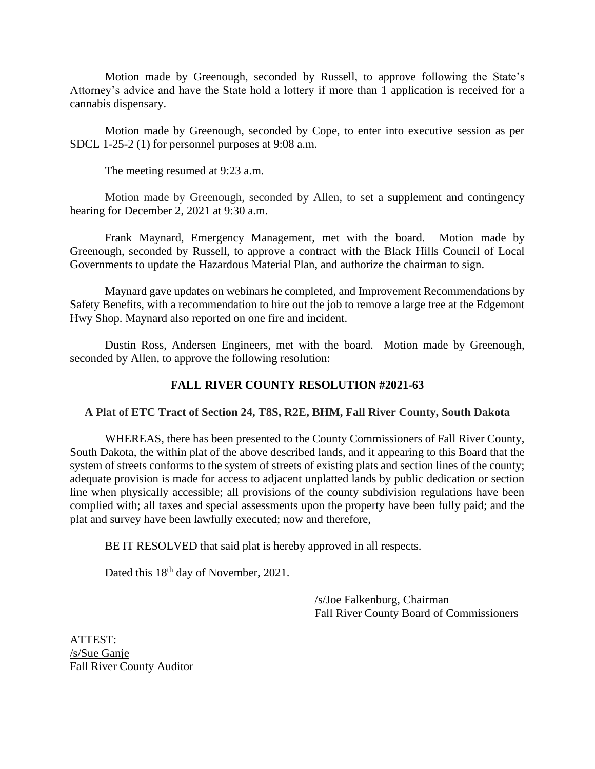Motion made by Greenough, seconded by Russell, to approve following the State's Attorney's advice and have the State hold a lottery if more than 1 application is received for a cannabis dispensary.

Motion made by Greenough, seconded by Cope, to enter into executive session as per SDCL 1-25-2 (1) for personnel purposes at 9:08 a.m.

The meeting resumed at 9:23 a.m.

Motion made by Greenough, seconded by Allen, to set a supplement and contingency hearing for December 2, 2021 at 9:30 a.m.

Frank Maynard, Emergency Management, met with the board. Motion made by Greenough, seconded by Russell, to approve a contract with the Black Hills Council of Local Governments to update the Hazardous Material Plan, and authorize the chairman to sign.

Maynard gave updates on webinars he completed, and Improvement Recommendations by Safety Benefits, with a recommendation to hire out the job to remove a large tree at the Edgemont Hwy Shop. Maynard also reported on one fire and incident.

Dustin Ross, Andersen Engineers, met with the board. Motion made by Greenough, seconded by Allen, to approve the following resolution:

**FALL RIVER COUNTY RESOLUTION #2021-63**

**A Plat of ETC Tract of Section 24, T8S, R2E, BHM, Fall River County, South Dakota**

WHEREAS, there has been presented to the County Commissioners of Fall River County, South Dakota, the within plat of the above described lands, and it appearing to this Board that the system of streets conforms to the system of streets of existing plats and section lines of the county; adequate provision is made for access to adjacent unplatted lands by public dedication or section line when physically accessible; all provisions of the county subdivision regulations have been complied with; all taxes and special assessments upon the property have been fully paid; and the plat and survey have been lawfully executed; now and therefore,

BE IT RESOLVED that said plat is hereby approved in all respects.

Dated this 18th day of November, 2021.

/s/Joe Falkenburg, Chairman
Fall River County Board of Commissioners

ATTEST:
/s/Sue Ganje
Fall River County Auditor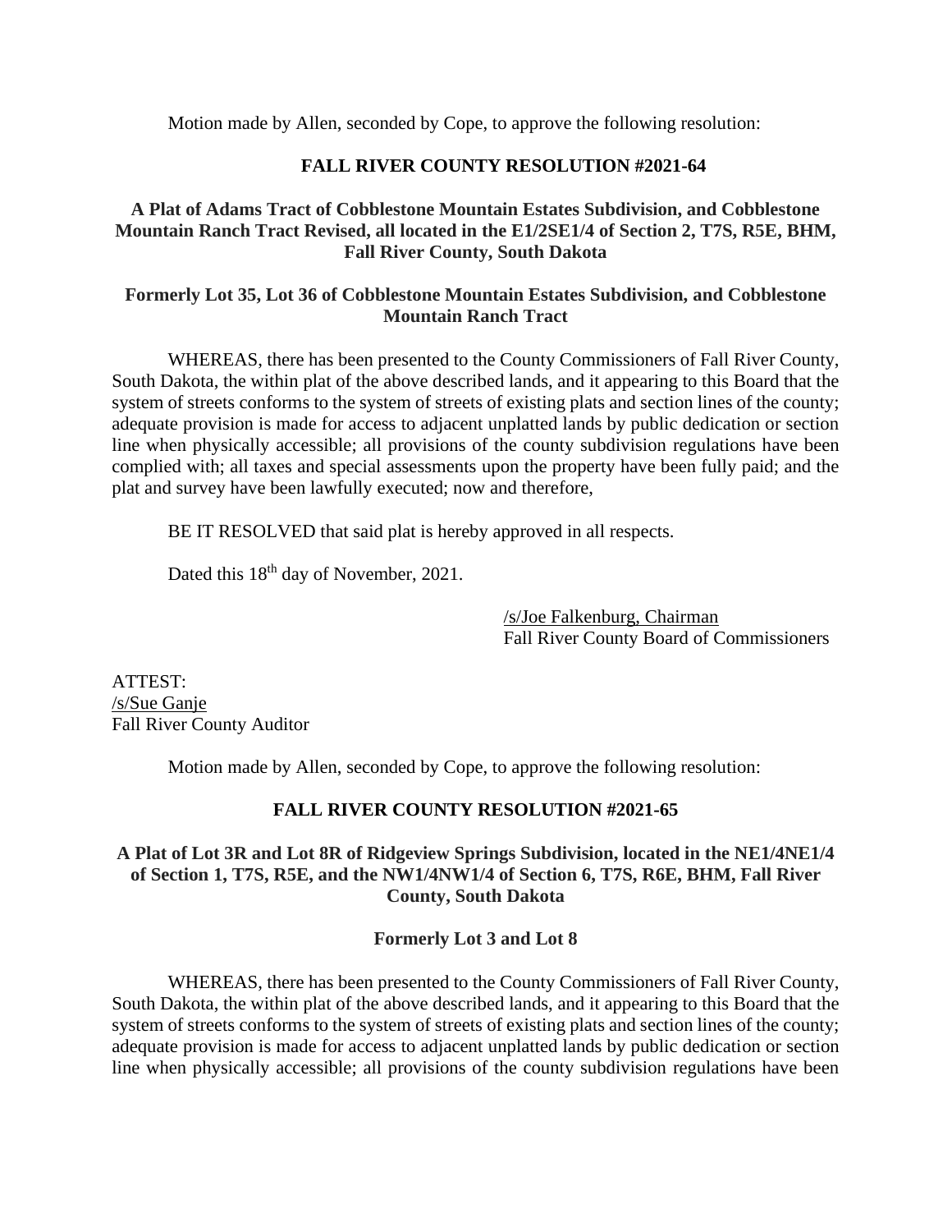Motion made by Allen, seconded by Cope, to approve the following resolution:

**FALL RIVER COUNTY RESOLUTION #2021-64**

**A Plat of Adams Tract of Cobblestone Mountain Estates Subdivision, and Cobblestone Mountain Ranch Tract Revised, all located in the E1/2SE1/4 of Section 2, T7S, R5E, BHM, Fall River County, South Dakota**

**Formerly Lot 35, Lot 36 of Cobblestone Mountain Estates Subdivision, and Cobblestone Mountain Ranch Tract**

WHEREAS, there has been presented to the County Commissioners of Fall River County, South Dakota, the within plat of the above described lands, and it appearing to this Board that the system of streets conforms to the system of streets of existing plats and section lines of the county; adequate provision is made for access to adjacent unplatted lands by public dedication or section line when physically accessible; all provisions of the county subdivision regulations have been complied with; all taxes and special assessments upon the property have been fully paid; and the plat and survey have been lawfully executed; now and therefore,

BE IT RESOLVED that said plat is hereby approved in all respects.

Dated this 18th day of November, 2021.

/s/Joe Falkenburg, Chairman
Fall River County Board of Commissioners

ATTEST:
/s/Sue Ganje
Fall River County Auditor

Motion made by Allen, seconded by Cope, to approve the following resolution:

**FALL RIVER COUNTY RESOLUTION #2021-65**

**A Plat of Lot 3R and Lot 8R of Ridgeview Springs Subdivision, located in the NE1/4NE1/4 of Section 1, T7S, R5E, and the NW1/4NW1/4 of Section 6, T7S, R6E, BHM, Fall River County, South Dakota**

**Formerly Lot 3 and Lot 8**

WHEREAS, there has been presented to the County Commissioners of Fall River County, South Dakota, the within plat of the above described lands, and it appearing to this Board that the system of streets conforms to the system of streets of existing plats and section lines of the county; adequate provision is made for access to adjacent unplatted lands by public dedication or section line when physically accessible; all provisions of the county subdivision regulations have been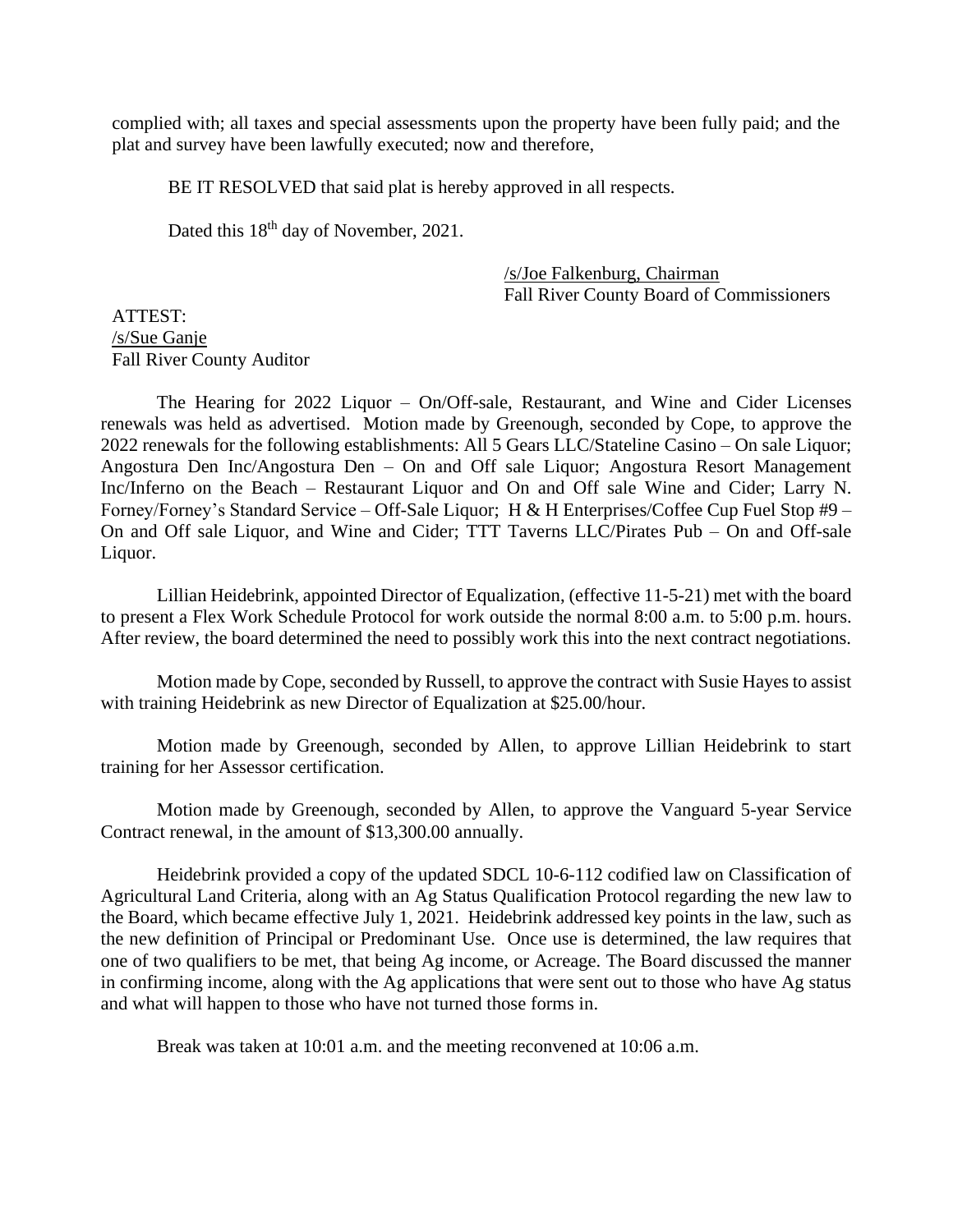complied with; all taxes and special assessments upon the property have been fully paid; and the plat and survey have been lawfully executed; now and therefore,

BE IT RESOLVED that said plat is hereby approved in all respects.

Dated this 18th day of November, 2021.

/s/Joe Falkenburg, Chairman
Fall River County Board of Commissioners

ATTEST:
/s/Sue Ganje
Fall River County Auditor

The Hearing for 2022 Liquor – On/Off-sale, Restaurant, and Wine and Cider Licenses renewals was held as advertised. Motion made by Greenough, seconded by Cope, to approve the 2022 renewals for the following establishments: All 5 Gears LLC/Stateline Casino – On sale Liquor; Angostura Den Inc/Angostura Den – On and Off sale Liquor; Angostura Resort Management Inc/Inferno on the Beach – Restaurant Liquor and On and Off sale Wine and Cider; Larry N. Forney/Forney's Standard Service – Off-Sale Liquor; H & H Enterprises/Coffee Cup Fuel Stop #9 – On and Off sale Liquor, and Wine and Cider; TTT Taverns LLC/Pirates Pub – On and Off-sale Liquor.

Lillian Heidebrink, appointed Director of Equalization, (effective 11-5-21) met with the board to present a Flex Work Schedule Protocol for work outside the normal 8:00 a.m. to 5:00 p.m. hours. After review, the board determined the need to possibly work this into the next contract negotiations.

Motion made by Cope, seconded by Russell, to approve the contract with Susie Hayes to assist with training Heidebrink as new Director of Equalization at $25.00/hour.

Motion made by Greenough, seconded by Allen, to approve Lillian Heidebrink to start training for her Assessor certification.

Motion made by Greenough, seconded by Allen, to approve the Vanguard 5-year Service Contract renewal, in the amount of $13,300.00 annually.

Heidebrink provided a copy of the updated SDCL 10-6-112 codified law on Classification of Agricultural Land Criteria, along with an Ag Status Qualification Protocol regarding the new law to the Board, which became effective July 1, 2021. Heidebrink addressed key points in the law, such as the new definition of Principal or Predominant Use. Once use is determined, the law requires that one of two qualifiers to be met, that being Ag income, or Acreage. The Board discussed the manner in confirming income, along with the Ag applications that were sent out to those who have Ag status and what will happen to those who have not turned those forms in.

Break was taken at 10:01 a.m. and the meeting reconvened at 10:06 a.m.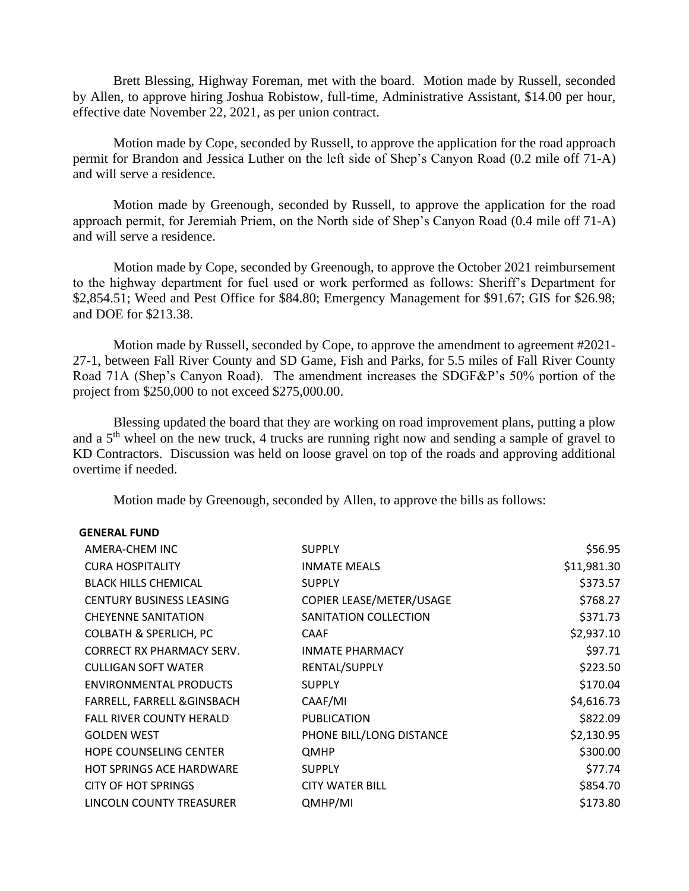Brett Blessing, Highway Foreman, met with the board. Motion made by Russell, seconded by Allen, to approve hiring Joshua Robistow, full-time, Administrative Assistant, $14.00 per hour, effective date November 22, 2021, as per union contract.

Motion made by Cope, seconded by Russell, to approve the application for the road approach permit for Brandon and Jessica Luther on the left side of Shep's Canyon Road (0.2 mile off 71-A) and will serve a residence.

Motion made by Greenough, seconded by Russell, to approve the application for the road approach permit, for Jeremiah Priem, on the North side of Shep's Canyon Road (0.4 mile off 71-A) and will serve a residence.

Motion made by Cope, seconded by Greenough, to approve the October 2021 reimbursement to the highway department for fuel used or work performed as follows: Sheriff's Department for $2,854.51; Weed and Pest Office for $84.80; Emergency Management for $91.67; GIS for $26.98; and DOE for $213.38.

Motion made by Russell, seconded by Cope, to approve the amendment to agreement #2021-27-1, between Fall River County and SD Game, Fish and Parks, for 5.5 miles of Fall River County Road 71A (Shep's Canyon Road). The amendment increases the SDGF&P's 50% portion of the project from $250,000 to not exceed $275,000.00.

Blessing updated the board that they are working on road improvement plans, putting a plow and a 5th wheel on the new truck, 4 trucks are running right now and sending a sample of gravel to KD Contractors. Discussion was held on loose gravel on top of the roads and approving additional overtime if needed.

Motion made by Greenough, seconded by Allen, to approve the bills as follows:

**GENERAL FUND**

| | | |
|---|---|---|
| AMERA-CHEM INC | SUPPLY | $56.95 |
| CURA HOSPITALITY | INMATE MEALS | $11,981.30 |
| BLACK HILLS CHEMICAL | SUPPLY | $373.57 |
| CENTURY BUSINESS LEASING | COPIER LEASE/METER/USAGE | $768.27 |
| CHEYENNE SANITATION | SANITATION COLLECTION | $371.73 |
| COLBATH & SPERLICH, PC | CAAF | $2,937.10 |
| CORRECT RX PHARMACY SERV. | INMATE PHARMACY | $97.71 |
| CULLIGAN SOFT WATER | RENTAL/SUPPLY | $223.50 |
| ENVIRONMENTAL PRODUCTS | SUPPLY | $170.04 |
| FARRELL, FARRELL &GINSBACH | CAAF/MI | $4,616.73 |
| FALL RIVER COUNTY HERALD | PUBLICATION | $822.09 |
| GOLDEN WEST | PHONE BILL/LONG DISTANCE | $2,130.95 |
| HOPE COUNSELING CENTER | QMHP | $300.00 |
| HOT SPRINGS ACE HARDWARE | SUPPLY | $77.74 |
| CITY OF HOT SPRINGS | CITY WATER BILL | $854.70 |
| LINCOLN COUNTY TREASURER | QMHP/MI | $173.80 |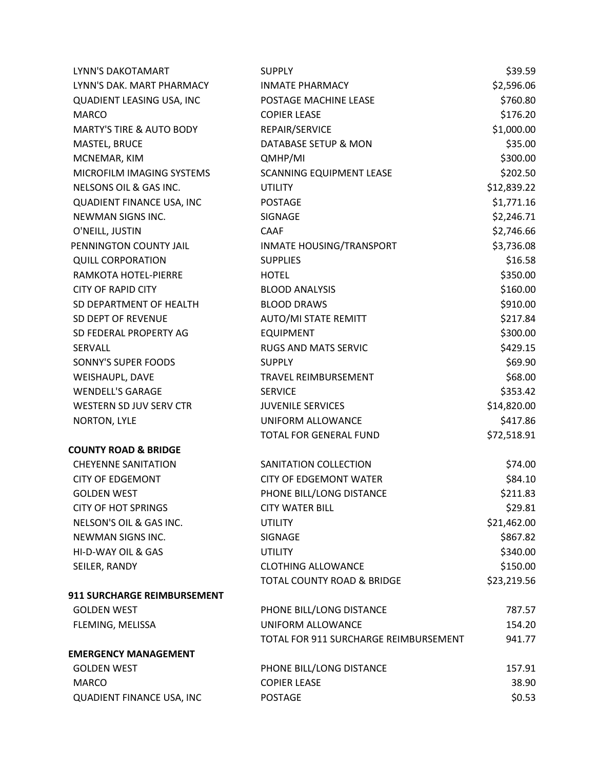| | | |
|---|---|---|
| LYNN'S DAKOTAMART | SUPPLY | $39.59 |
| LYNN'S DAK. MART PHARMACY | INMATE PHARMACY | $2,596.06 |
| QUADIENT LEASING USA, INC | POSTAGE MACHINE LEASE | $760.80 |
| MARCO | COPIER LEASE | $176.20 |
| MARTY'S TIRE & AUTO BODY | REPAIR/SERVICE | $1,000.00 |
| MASTEL, BRUCE | DATABASE SETUP & MON | $35.00 |
| MCNEMAR, KIM | QMHP/MI | $300.00 |
| MICROFILM IMAGING SYSTEMS | SCANNING EQUIPMENT LEASE | $202.50 |
| NELSONS OIL & GAS INC. | UTILITY | $12,839.22 |
| QUADIENT FINANCE USA, INC | POSTAGE | $1,771.16 |
| NEWMAN SIGNS INC. | SIGNAGE | $2,246.71 |
| O'NEILL, JUSTIN | CAAF | $2,746.66 |
| PENNINGTON COUNTY JAIL | INMATE HOUSING/TRANSPORT | $3,736.08 |
| QUILL CORPORATION | SUPPLIES | $16.58 |
| RAMKOTA HOTEL-PIERRE | HOTEL | $350.00 |
| CITY OF RAPID CITY | BLOOD ANALYSIS | $160.00 |
| SD DEPARTMENT OF HEALTH | BLOOD DRAWS | $910.00 |
| SD DEPT OF REVENUE | AUTO/MI STATE REMITT | $217.84 |
| SD FEDERAL PROPERTY AG | EQUIPMENT | $300.00 |
| SERVALL | RUGS AND MATS SERVIC | $429.15 |
| SONNY'S SUPER FOODS | SUPPLY | $69.90 |
| WEISHAUPL, DAVE | TRAVEL REIMBURSEMENT | $68.00 |
| WENDELL'S GARAGE | SERVICE | $353.42 |
| WESTERN SD JUV SERV CTR | JUVENILE SERVICES | $14,820.00 |
| NORTON, LYLE | UNIFORM ALLOWANCE | $417.86 |
| | TOTAL FOR GENERAL FUND | $72,518.91 |
| **COUNTY ROAD & BRIDGE** | | |
| CHEYENNE SANITATION | SANITATION COLLECTION | $74.00 |
| CITY OF EDGEMONT | CITY OF EDGEMONT WATER | $84.10 |
| GOLDEN WEST | PHONE BILL/LONG DISTANCE | $211.83 |
| CITY OF HOT SPRINGS | CITY WATER BILL | $29.81 |
| NELSON'S OIL & GAS INC. | UTILITY | $21,462.00 |
| NEWMAN SIGNS INC. | SIGNAGE | $867.82 |
| HI-D-WAY OIL & GAS | UTILITY | $340.00 |
| SEILER, RANDY | CLOTHING ALLOWANCE | $150.00 |
| | TOTAL COUNTY ROAD & BRIDGE | $23,219.56 |
| **911 SURCHARGE REIMBURSEMENT** | | |
| GOLDEN WEST | PHONE BILL/LONG DISTANCE | 787.57 |
| FLEMING, MELISSA | UNIFORM ALLOWANCE | 154.20 |
| | TOTAL FOR 911 SURCHARGE REIMBURSEMENT | 941.77 |
| **EMERGENCY MANAGEMENT** | | |
| GOLDEN WEST | PHONE BILL/LONG DISTANCE | 157.91 |
| MARCO | COPIER LEASE | 38.90 |
| QUADIENT FINANCE USA, INC | POSTAGE | $0.53 |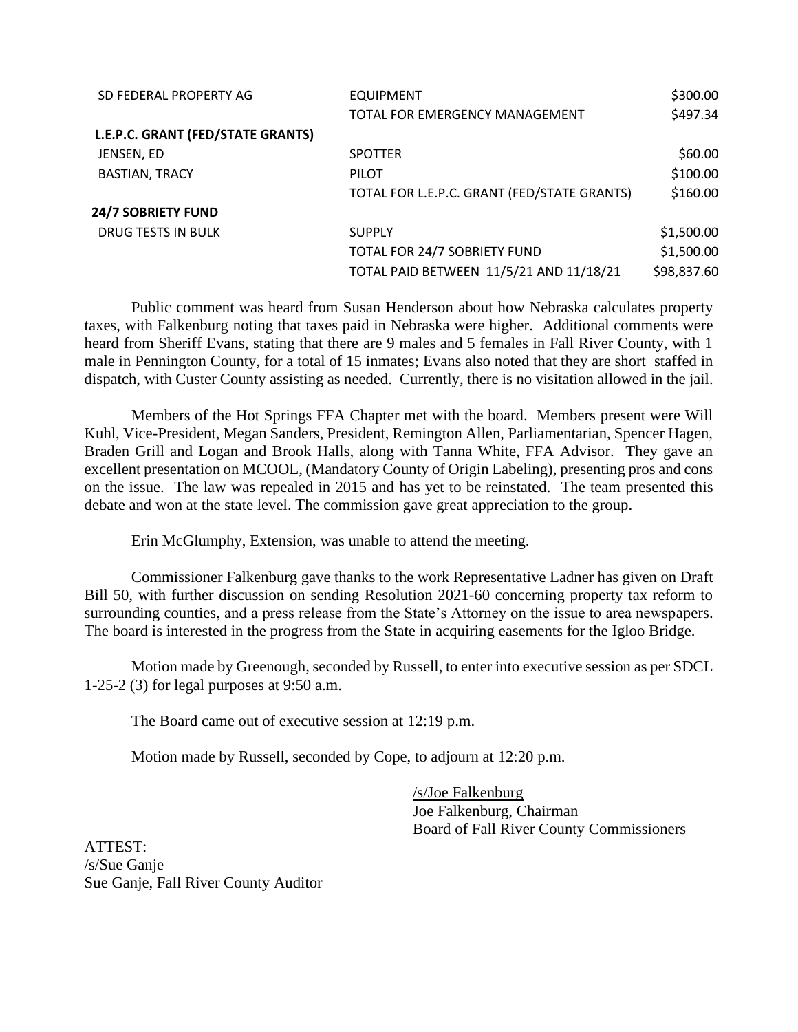| | | |
|---|---|---|
| SD FEDERAL PROPERTY AG | EQUIPMENT | $300.00 |
| | TOTAL FOR EMERGENCY MANAGEMENT | $497.34 |
| **L.E.P.C. GRANT (FED/STATE GRANTS)** | | |
| JENSEN, ED | SPOTTER | $60.00 |
| BASTIAN, TRACY | PILOT | $100.00 |
| | TOTAL FOR L.E.P.C. GRANT (FED/STATE GRANTS) | $160.00 |
| **24/7 SOBRIETY FUND** | | |
| DRUG TESTS IN BULK | SUPPLY | $1,500.00 |
| | TOTAL FOR 24/7 SOBRIETY FUND | $1,500.00 |
| | TOTAL PAID BETWEEN 11/5/21 AND 11/18/21 | $98,837.60 |

Public comment was heard from Susan Henderson about how Nebraska calculates property taxes, with Falkenburg noting that taxes paid in Nebraska were higher. Additional comments were heard from Sheriff Evans, stating that there are 9 males and 5 females in Fall River County, with 1 male in Pennington County, for a total of 15 inmates; Evans also noted that they are short staffed in dispatch, with Custer County assisting as needed. Currently, there is no visitation allowed in the jail.

Members of the Hot Springs FFA Chapter met with the board. Members present were Will Kuhl, Vice-President, Megan Sanders, President, Remington Allen, Parliamentarian, Spencer Hagen, Braden Grill and Logan and Brook Halls, along with Tanna White, FFA Advisor. They gave an excellent presentation on MCOOL, (Mandatory County of Origin Labeling), presenting pros and cons on the issue. The law was repealed in 2015 and has yet to be reinstated. The team presented this debate and won at the state level. The commission gave great appreciation to the group.

Erin McGlumphy, Extension, was unable to attend the meeting.

Commissioner Falkenburg gave thanks to the work Representative Ladner has given on Draft Bill 50, with further discussion on sending Resolution 2021-60 concerning property tax reform to surrounding counties, and a press release from the State's Attorney on the issue to area newspapers. The board is interested in the progress from the State in acquiring easements for the Igloo Bridge.

Motion made by Greenough, seconded by Russell, to enter into executive session as per SDCL 1-25-2 (3) for legal purposes at 9:50 a.m.

The Board came out of executive session at 12:19 p.m.

Motion made by Russell, seconded by Cope, to adjourn at 12:20 p.m.

/s/Joe Falkenburg
Joe Falkenburg, Chairman
Board of Fall River County Commissioners

ATTEST:
/s/Sue Ganje
Sue Ganje, Fall River County Auditor